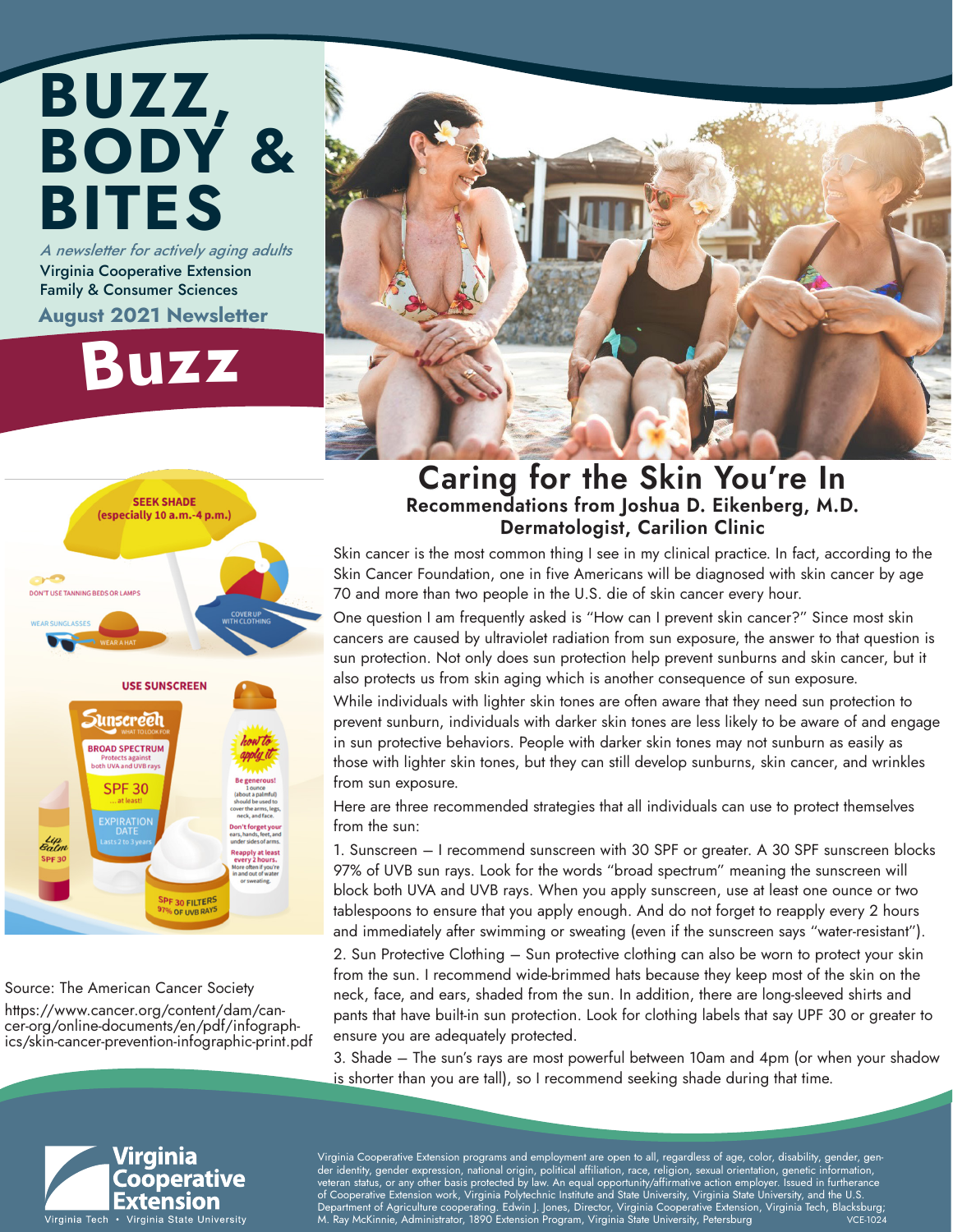# BUZZ, BODY & BITES

*A newsletter for actively aging adults*

Virginia Cooperative Extension
Family & Consumer Sciences

**August 2021 Newsletter**

# Buzz

SEEK SHADE (especially 10 a.m.-4 p.m.)

DON'T USE TANNING BEDS OR LAMPS

WEAR SUNGLASSES

WEAR A HAT

COVER UP WITH CLOTHING

USE SUNSCREEN

Sunscreen WHAT TO LOOK FOR

BROAD SPECTRUM Protects against both UVA and UVB rays

SPF 30 ... at least!

EXPIRATION DATE Lasts 2 to 3 years

SPF 30 FILTERS 97% OF UVB RAYS

Lip Balm SPF 30

how to apply it

Be generous! 1 ounce (about a palmful) should be used to cover the arms, legs, neck, and face.

Don't forget your ears, hands, feet, and under sides of arms.

Reapply at least every 2 hours. More often if you're in and out of water or sweating.

Source: The American Cancer Society
https://www.cancer.org/content/dam/cancer-org/online-documents/en/pdf/infographics/skin-cancer-prevention-infographic-print.pdf

## Caring for the Skin You're In

### Recommendations from Joshua D. Eikenberg, M.D. Dermatologist, Carilion Clinic

Skin cancer is the most common thing I see in my clinical practice. In fact, according to the Skin Cancer Foundation, one in five Americans will be diagnosed with skin cancer by age 70 and more than two people in the U.S. die of skin cancer every hour.

One question I am frequently asked is "How can I prevent skin cancer?" Since most skin cancers are caused by ultraviolet radiation from sun exposure, the answer to that question is sun protection. Not only does sun protection help prevent sunburns and skin cancer, but it also protects us from skin aging which is another consequence of sun exposure.

While individuals with lighter skin tones are often aware that they need sun protection to prevent sunburn, individuals with darker skin tones are less likely to be aware of and engage in sun protective behaviors. People with darker skin tones may not sunburn as easily as those with lighter skin tones, but they can still develop sunburns, skin cancer, and wrinkles from sun exposure.

Here are three recommended strategies that all individuals can use to protect themselves from the sun:

1. Sunscreen – I recommend sunscreen with 30 SPF or greater. A 30 SPF sunscreen blocks 97% of UVB sun rays. Look for the words "broad spectrum" meaning the sunscreen will block both UVA and UVB rays. When you apply sunscreen, use at least one ounce or two tablespoons to ensure that you apply enough. And do not forget to reapply every 2 hours and immediately after swimming or sweating (even if the sunscreen says "water-resistant").

2. Sun Protective Clothing – Sun protective clothing can also be worn to protect your skin from the sun. I recommend wide-brimmed hats because they keep most of the skin on the neck, face, and ears, shaded from the sun. In addition, there are long-sleeved shirts and pants that have built-in sun protection. Look for clothing labels that say UPF 30 or greater to ensure you are adequately protected.

3. Shade – The sun's rays are most powerful between 10am and 4pm (or when your shadow is shorter than you are tall), so I recommend seeking shade during that time.

Virginia Cooperative Extension
Virginia Tech • Virginia State University

Virginia Cooperative Extension programs and employment are open to all, regardless of age, color, disability, gender, gender identity, gender expression, national origin, political affiliation, race, religion, sexual orientation, genetic information, veteran status, or any other basis protected by law. An equal opportunity/affirmative action employer. Issued in furtherance of Cooperative Extension work, Virginia Polytechnic Institute and State University, Virginia State University, and the U.S. Department of Agriculture cooperating. Edwin J. Jones, Director, Virginia Cooperative Extension, Virginia Tech, Blacksburg; M. Ray McKinnie, Administrator, 1890 Extension Program, Virginia State University, Petersburg VCE-1024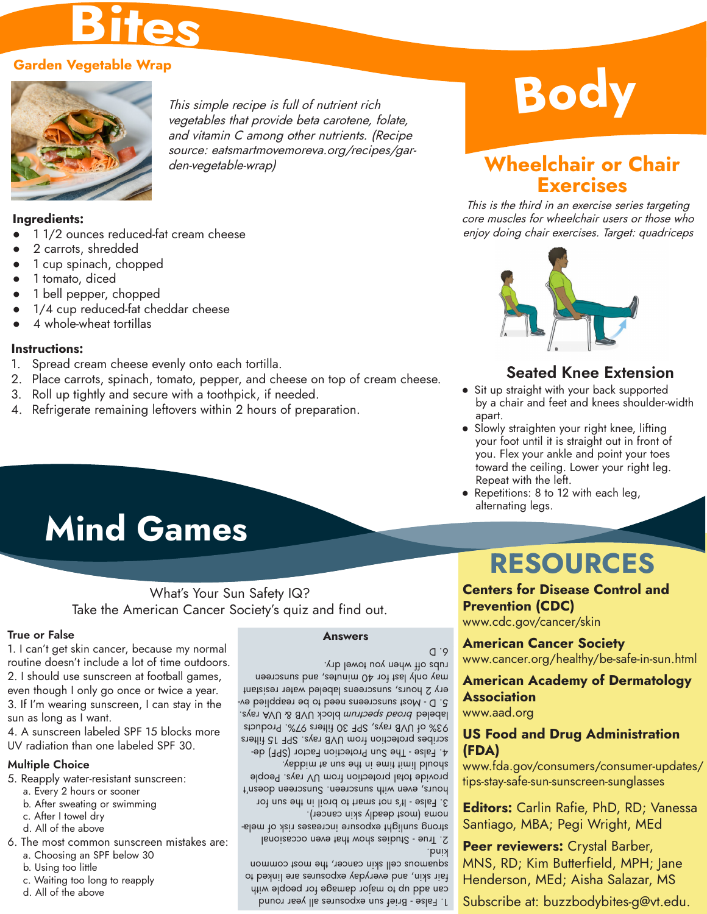# Bites

## Garden Vegetable Wrap

*This simple recipe is full of nutrient rich vegetables that provide beta carotene, folate, and vitamin C among other nutrients. (Recipe source: eatsmartmovemoreva.org/recipes/garden-vegetable-wrap)*

**Ingredients:**

- 1 1/2 ounces reduced-fat cream cheese
- 2 carrots, shredded
- 1 cup spinach, chopped
- 1 tomato, diced
- 1 bell pepper, chopped
- 1/4 cup reduced-fat cheddar cheese
- 4 whole-wheat tortillas

**Instructions:**

1. Spread cream cheese evenly onto each tortilla.
2. Place carrots, spinach, tomato, pepper, and cheese on top of cream cheese.
3. Roll up tightly and secure with a toothpick, if needed.
4. Refrigerate remaining leftovers within 2 hours of preparation.

# Body

## Wheelchair or Chair Exercises

*This is the third in an exercise series targeting core muscles for wheelchair users or those who enjoy doing chair exercises. Target: quadriceps*

### Seated Knee Extension

- Sit up straight with your back supported by a chair and feet and knees shoulder-width apart.
- Slowly straighten your right knee, lifting your foot until it is straight out in front of you. Flex your ankle and point your toes toward the ceiling. Lower your right leg. Repeat with the left.
- Repetitions: 8 to 12 with each leg, alternating legs.

# Mind Games

What's Your Sun Safety IQ?
Take the American Cancer Society's quiz and find out.

**True or False**

1. I can't get skin cancer, because my normal routine doesn't include a lot of time outdoors.
2. I should use sunscreen at football games, even though I only go once or twice a year.
3. If I'm wearing sunscreen, I can stay in the sun as long as I want.
4. A sunscreen labeled SPF 15 blocks more UV radiation than one labeled SPF 30.

**Multiple Choice**

5. Reapply water-resistant sunscreen:
   a. Every 2 hours or sooner
   b. After sweating or swimming
   c. After I towel dry
   d. All of the above
6. The most common sunscreen mistakes are:
   a. Choosing an SPF below 30
   b. Using too little
   c. Waiting too long to reapply
   d. All of the above

**Answers**

1. False - Brief sun exposures all year round can add up to major damage for people with fair skin, and everyday exposures are linked to squamous cell skin cancer, the most common kind.
2. True - Studies show that even occasional strong sunlight exposure increases risk of melanoma (most deadly skin cancer).
3. False - It's not smart to broil in the sun for hours, even with sunscreen. Sunscreen doesn't provide total protection from UV rays. People should limit time in the sun at midday.
4. False - The Sun Protection Factor (SPF) describes protection from UVB rays. SPF 15 filters 93% of UVB rays, SPF 30 filters 97%. Products labeled *broad spectrum* block UVB & UVA rays.
5. D - Most sunscreens need to be reapplied every 2 hours, sunscreens labeled water resistant may only last for 40 minutes, and sunscreen rubs off when you towel dry.
6. D

# RESOURCES

**Centers for Disease Control and Prevention (CDC)**
www.cdc.gov/cancer/skin

**American Cancer Society**
www.cancer.org/healthy/be-safe-in-sun.html

**American Academy of Dermatology Association**
www.aad.org

**US Food and Drug Administration (FDA)**
www.fda.gov/consumers/consumer-updates/tips-stay-safe-sun-sunscreen-sunglasses

**Editors:** Carlin Rafie, PhD, RD; Vanessa Santiago, MBA; Pegi Wright, MEd

**Peer reviewers:** Crystal Barber, MNS, RD; Kim Butterfield, MPH; Jane Henderson, MEd; Aisha Salazar, MS

Subscribe at: buzzbodybites-g@vt.edu.